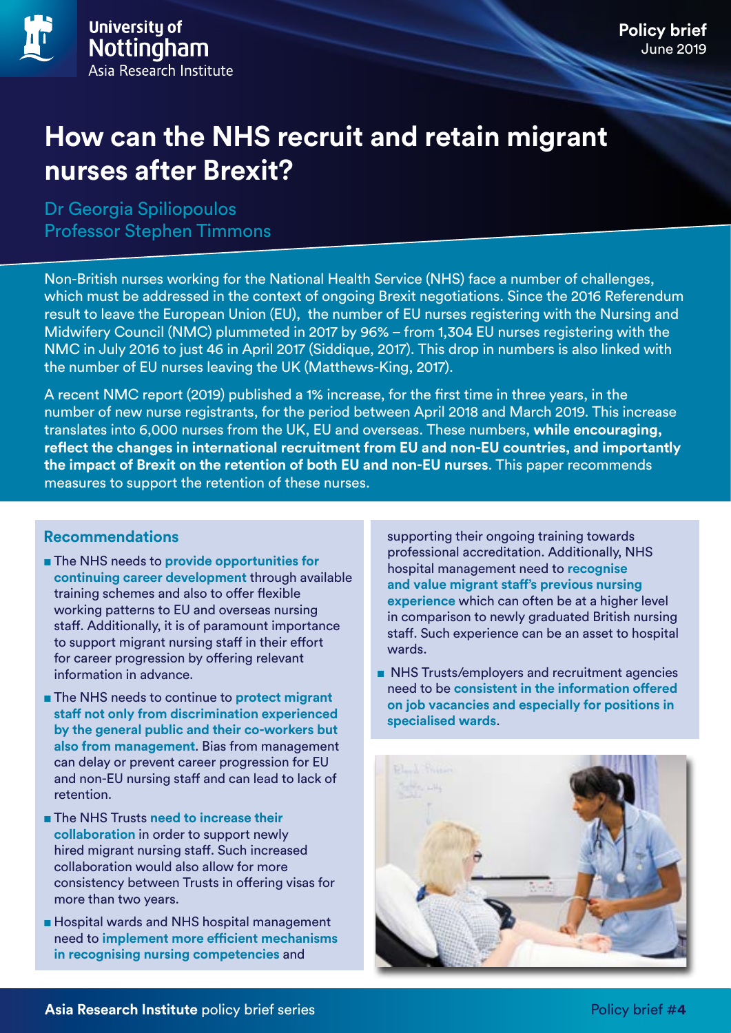University of Nottingham
Asia Research Institute

**Policy brief**
June 2019

# How can the NHS recruit and retain migrant nurses after Brexit?

Dr Georgia Spiliopoulos
Professor Stephen Timmons

Non-British nurses working for the National Health Service (NHS) face a number of challenges, which must be addressed in the context of ongoing Brexit negotiations. Since the 2016 Referendum result to leave the European Union (EU), the number of EU nurses registering with the Nursing and Midwifery Council (NMC) plummeted in 2017 by 96% – from 1,304 EU nurses registering with the NMC in July 2016 to just 46 in April 2017 (Siddique, 2017). This drop in numbers is also linked with the number of EU nurses leaving the UK (Matthews-King, 2017).

A recent NMC report (2019) published a 1% increase, for the first time in three years, in the number of new nurse registrants, for the period between April 2018 and March 2019. This increase translates into 6,000 nurses from the UK, EU and overseas. These numbers, **while encouraging, reflect the changes in international recruitment from EU and non-EU countries, and importantly the impact of Brexit on the retention of both EU and non-EU nurses**. This paper recommends measures to support the retention of these nurses.

## Recommendations

- The NHS needs to **provide opportunities for continuing career development** through available training schemes and also to offer flexible working patterns to EU and overseas nursing staff. Additionally, it is of paramount importance to support migrant nursing staff in their effort for career progression by offering relevant information in advance.
- The NHS needs to continue to **protect migrant staff not only from discrimination experienced by the general public and their co-workers but also from management**. Bias from management can delay or prevent career progression for EU and non-EU nursing staff and can lead to lack of retention.
- The NHS Trusts **need to increase their collaboration** in order to support newly hired migrant nursing staff. Such increased collaboration would also allow for more consistency between Trusts in offering visas for more than two years.
- Hospital wards and NHS hospital management need to **implement more efficient mechanisms in recognising nursing competencies** and supporting their ongoing training towards professional accreditation. Additionally, NHS hospital management need to **recognise and value migrant staff's previous nursing experience** which can often be at a higher level in comparison to newly graduated British nursing staff. Such experience can be an asset to hospital wards.
- NHS Trusts/employers and recruitment agencies need to be **consistent in the information offered on job vacancies and especially for positions in specialised wards**.

**Asia Research Institute** policy brief series

Policy brief **#4**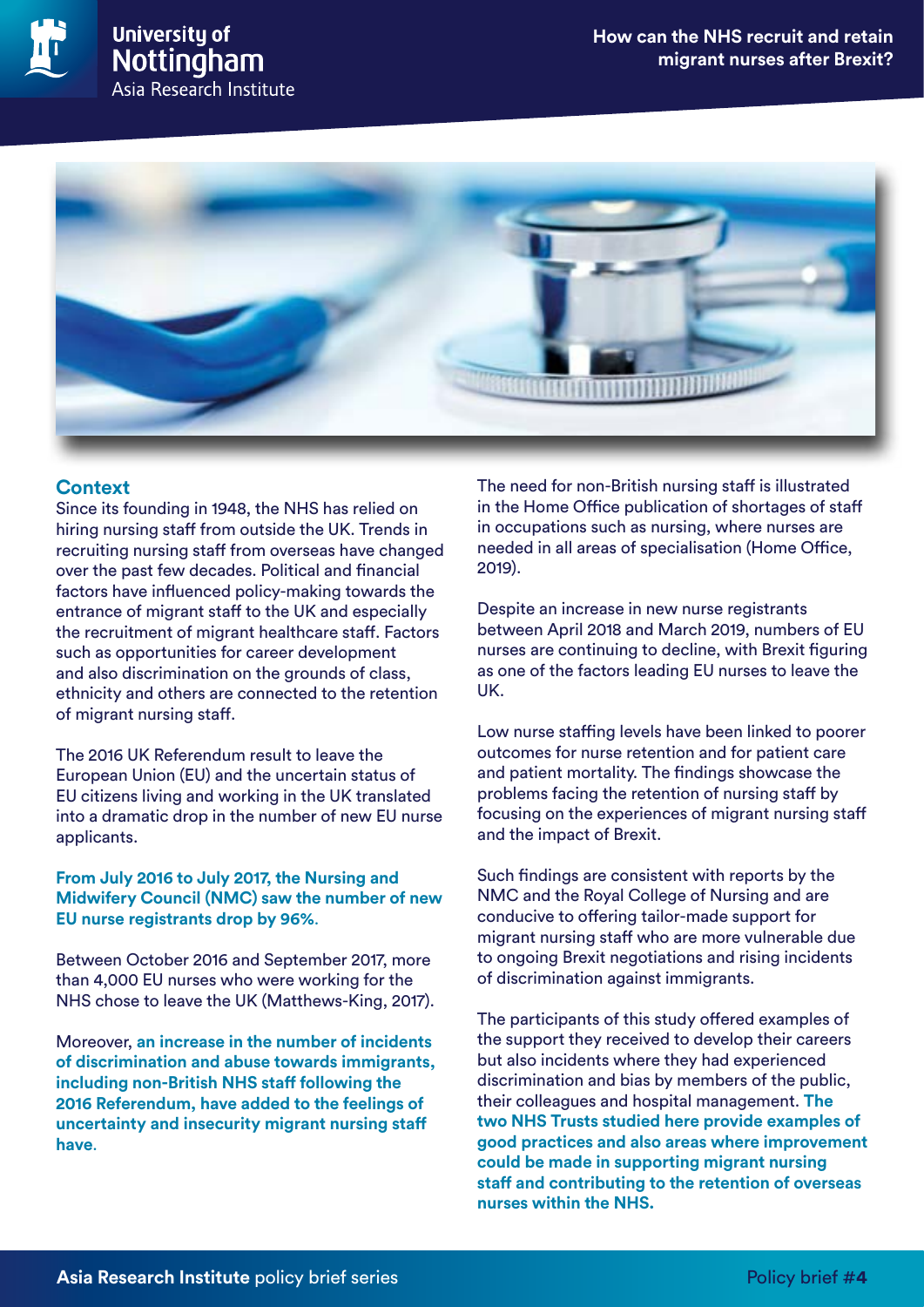## Context

Since its founding in 1948, the NHS has relied on hiring nursing staff from outside the UK. Trends in recruiting nursing staff from overseas have changed over the past few decades. Political and financial factors have influenced policy-making towards the entrance of migrant staff to the UK and especially the recruitment of migrant healthcare staff. Factors such as opportunities for career development and also discrimination on the grounds of class, ethnicity and others are connected to the retention of migrant nursing staff.

The 2016 UK Referendum result to leave the European Union (EU) and the uncertain status of EU citizens living and working in the UK translated into a dramatic drop in the number of new EU nurse applicants.

**From July 2016 to July 2017, the Nursing and Midwifery Council (NMC) saw the number of new EU nurse registrants drop by 96%.**

Between October 2016 and September 2017, more than 4,000 EU nurses who were working for the NHS chose to leave the UK (Matthews-King, 2017).

Moreover, **an increase in the number of incidents of discrimination and abuse towards immigrants, including non-British NHS staff following the 2016 Referendum, have added to the feelings of uncertainty and insecurity migrant nursing staff have.**

The need for non-British nursing staff is illustrated in the Home Office publication of shortages of staff in occupations such as nursing, where nurses are needed in all areas of specialisation (Home Office, 2019).

Despite an increase in new nurse registrants between April 2018 and March 2019, numbers of EU nurses are continuing to decline, with Brexit figuring as one of the factors leading EU nurses to leave the UK.

Low nurse staffing levels have been linked to poorer outcomes for nurse retention and for patient care and patient mortality. The findings showcase the problems facing the retention of nursing staff by focusing on the experiences of migrant nursing staff and the impact of Brexit.

Such findings are consistent with reports by the NMC and the Royal College of Nursing and are conducive to offering tailor-made support for migrant nursing staff who are more vulnerable due to ongoing Brexit negotiations and rising incidents of discrimination against immigrants.

The participants of this study offered examples of the support they received to develop their careers but also incidents where they had experienced discrimination and bias by members of the public, their colleagues and hospital management. **The two NHS Trusts studied here provide examples of good practices and also areas where improvement could be made in supporting migrant nursing staff and contributing to the retention of overseas nurses within the NHS.**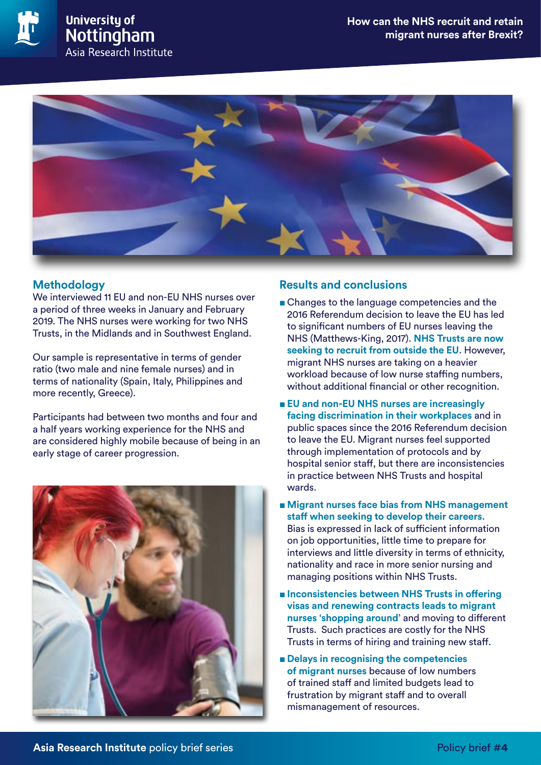## Methodology

We interviewed 11 EU and non-EU NHS nurses over a period of three weeks in January and February 2019. The NHS nurses were working for two NHS Trusts, in the Midlands and in Southwest England.

Our sample is representative in terms of gender ratio (two male and nine female nurses) and in terms of nationality (Spain, Italy, Philippines and more recently, Greece).

Participants had between two months and four and a half years working experience for the NHS and are considered highly mobile because of being in an early stage of career progression.

## Results and conclusions

- Changes to the language competencies and the 2016 Referendum decision to leave the EU has led to significant numbers of EU nurses leaving the NHS (Matthews-King, 2017). **NHS Trusts are now seeking to recruit from outside the EU**. However, migrant NHS nurses are taking on a heavier workload because of low nurse staffing numbers, without additional financial or other recognition.
- **EU and non-EU NHS nurses are increasingly facing discrimination in their workplaces** and in public spaces since the 2016 Referendum decision to leave the EU. Migrant nurses feel supported through implementation of protocols and by hospital senior staff, but there are inconsistencies in practice between NHS Trusts and hospital wards.
- **Migrant nurses face bias from NHS management staff when seeking to develop their careers**. Bias is expressed in lack of sufficient information on job opportunities, little time to prepare for interviews and little diversity in terms of ethnicity, nationality and race in more senior nursing and managing positions within NHS Trusts.
- **Inconsistencies between NHS Trusts in offering visas and renewing contracts leads to migrant nurses 'shopping around'** and moving to different Trusts. Such practices are costly for the NHS Trusts in terms of hiring and training new staff.
- **Delays in recognising the competencies of migrant nurses** because of low numbers of trained staff and limited budgets lead to frustration by migrant staff and to overall mismanagement of resources.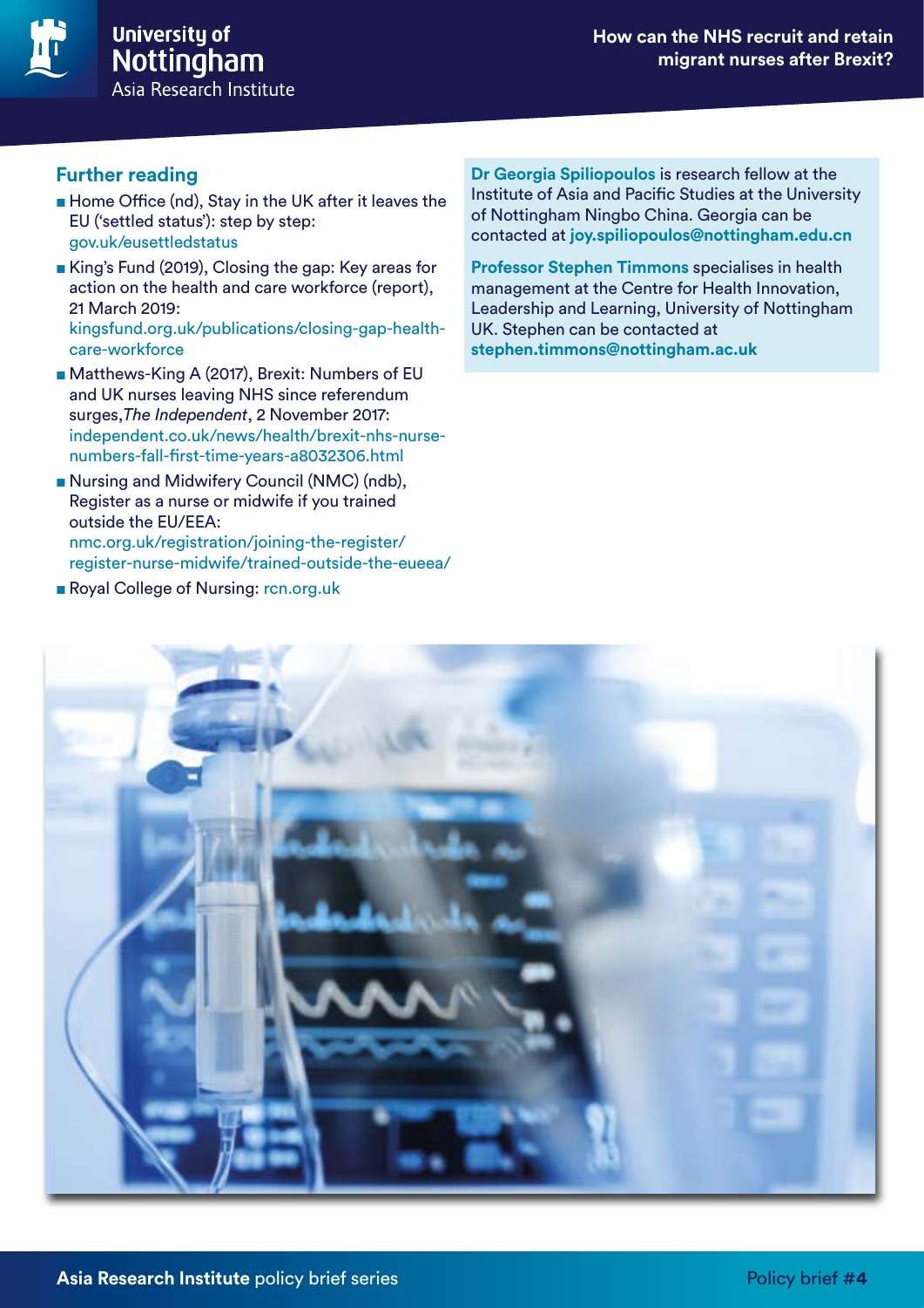## Further reading

- Home Office (nd), Stay in the UK after it leaves the EU ('settled status'): step by step: gov.uk/eusettledstatus
- King's Fund (2019), Closing the gap: Key areas for action on the health and care workforce (report), 21 March 2019: kingsfund.org.uk/publications/closing-gap-health-care-workforce
- Matthews-King A (2017), Brexit: Numbers of EU and UK nurses leaving NHS since referendum surges, *The Independent*, 2 November 2017: independent.co.uk/news/health/brexit-nhs-nurse-numbers-fall-first-time-years-a8032306.html
- Nursing and Midwifery Council (NMC) (ndb), Register as a nurse or midwife if you trained outside the EU/EEA: nmc.org.uk/registration/joining-the-register/register-nurse-midwife/trained-outside-the-eueea/
- Royal College of Nursing: rcn.org.uk

**Dr Georgia Spiliopoulos** is research fellow at the Institute of Asia and Pacific Studies at the University of Nottingham Ningbo China. Georgia can be contacted at **joy.spiliopoulos@nottingham.edu.cn**

**Professor Stephen Timmons** specialises in health management at the Centre for Health Innovation, Leadership and Learning, University of Nottingham UK. Stephen can be contacted at **stephen.timmons@nottingham.ac.uk**